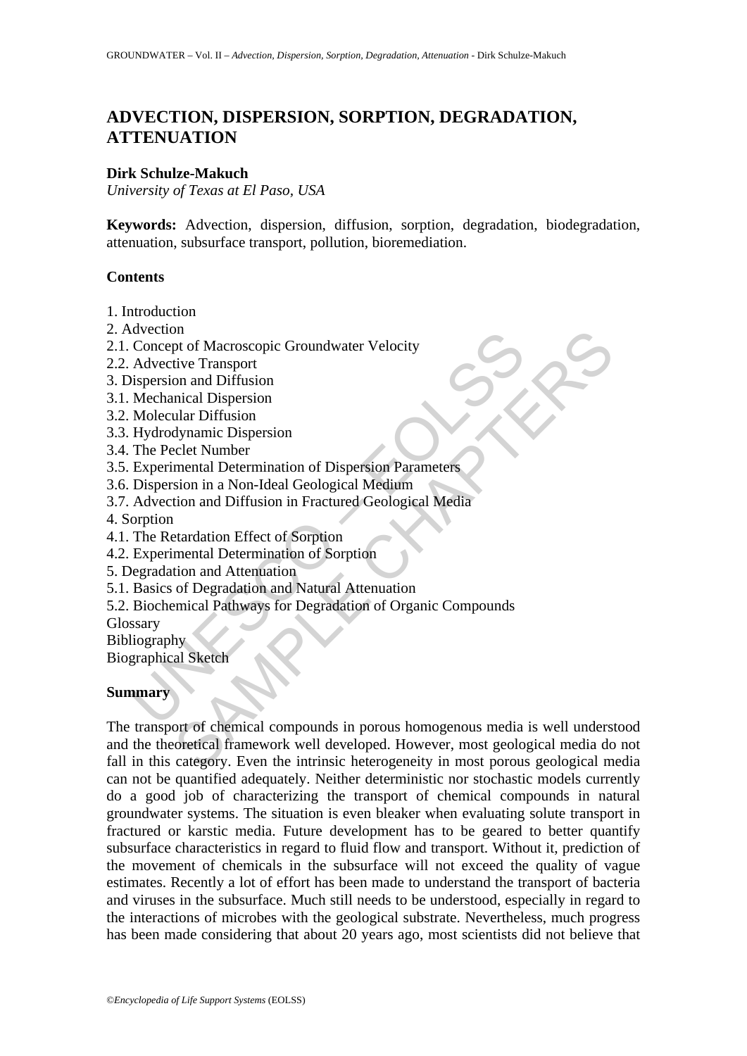# ADVECTION, DISPERSION, SORPTION, DEGRADATION, ATTENUATION

**Dirk Schulze-Makuch**
*University of Texas at El Paso, USA*

**Keywords:** Advection, dispersion, diffusion, sorption, degradation, biodegradation, attenuation, subsurface transport, pollution, bioremediation.

## Contents

1. Introduction
2. Advection
2.1. Concept of Macroscopic Groundwater Velocity
2.2. Advective Transport
3. Dispersion and Diffusion
3.1. Mechanical Dispersion
3.2. Molecular Diffusion
3.3. Hydrodynamic Dispersion
3.4. The Peclet Number
3.5. Experimental Determination of Dispersion Parameters
3.6. Dispersion in a Non-Ideal Geological Medium
3.7. Advection and Diffusion in Fractured Geological Media
4. Sorption
4.1. The Retardation Effect of Sorption
4.2. Experimental Determination of Sorption
5. Degradation and Attenuation
5.1. Basics of Degradation and Natural Attenuation
5.2. Biochemical Pathways for Degradation of Organic Compounds
Glossary
Bibliography
Biographical Sketch

## Summary

The transport of chemical compounds in porous homogenous media is well understood and the theoretical framework well developed. However, most geological media do not fall in this category. Even the intrinsic heterogeneity in most porous geological media can not be quantified adequately. Neither deterministic nor stochastic models currently do a good job of characterizing the transport of chemical compounds in natural groundwater systems. The situation is even bleaker when evaluating solute transport in fractured or karstic media. Future development has to be geared to better quantify subsurface characteristics in regard to fluid flow and transport. Without it, prediction of the movement of chemicals in the subsurface will not exceed the quality of vague estimates. Recently a lot of effort has been made to understand the transport of bacteria and viruses in the subsurface. Much still needs to be understood, especially in regard to the interactions of microbes with the geological substrate. Nevertheless, much progress has been made considering that about 20 years ago, most scientists did not believe that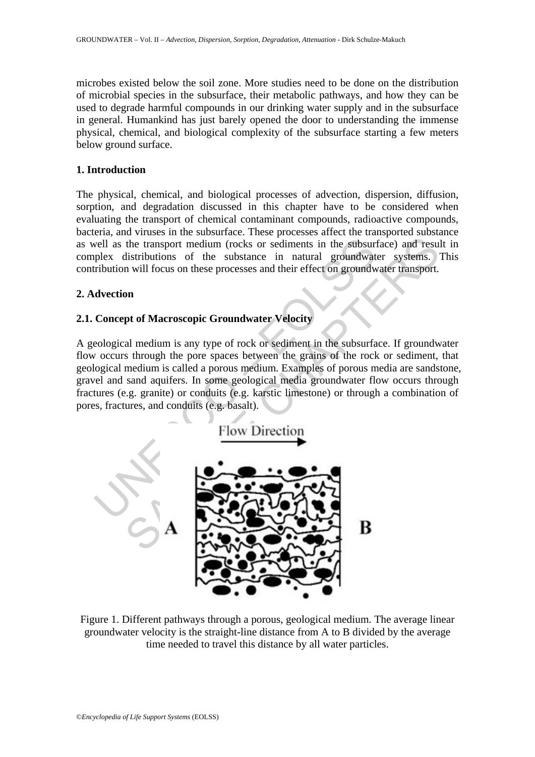microbes existed below the soil zone. More studies need to be done on the distribution of microbial species in the subsurface, their metabolic pathways, and how they can be used to degrade harmful compounds in our drinking water supply and in the subsurface in general. Humankind has just barely opened the door to understanding the immense physical, chemical, and biological complexity of the subsurface starting a few meters below ground surface.

## 1. Introduction

The physical, chemical, and biological processes of advection, dispersion, diffusion, sorption, and degradation discussed in this chapter have to be considered when evaluating the transport of chemical contaminant compounds, radioactive compounds, bacteria, and viruses in the subsurface. These processes affect the transported substance as well as the transport medium (rocks or sediments in the subsurface) and result in complex distributions of the substance in natural groundwater systems. This contribution will focus on these processes and their effect on groundwater transport.

## 2. Advection

### 2.1. Concept of Macroscopic Groundwater Velocity

A geological medium is any type of rock or sediment in the subsurface. If groundwater flow occurs through the pore spaces between the grains of the rock or sediment, that geological medium is called a porous medium. Examples of porous media are sandstone, gravel and sand aquifers. In some geological media groundwater flow occurs through fractures (e.g. granite) or conduits (e.g. karstic limestone) or through a combination of pores, fractures, and conduits (e.g. basalt).

Figure 1. Different pathways through a porous, geological medium. The average linear groundwater velocity is the straight-line distance from A to B divided by the average time needed to travel this distance by all water particles.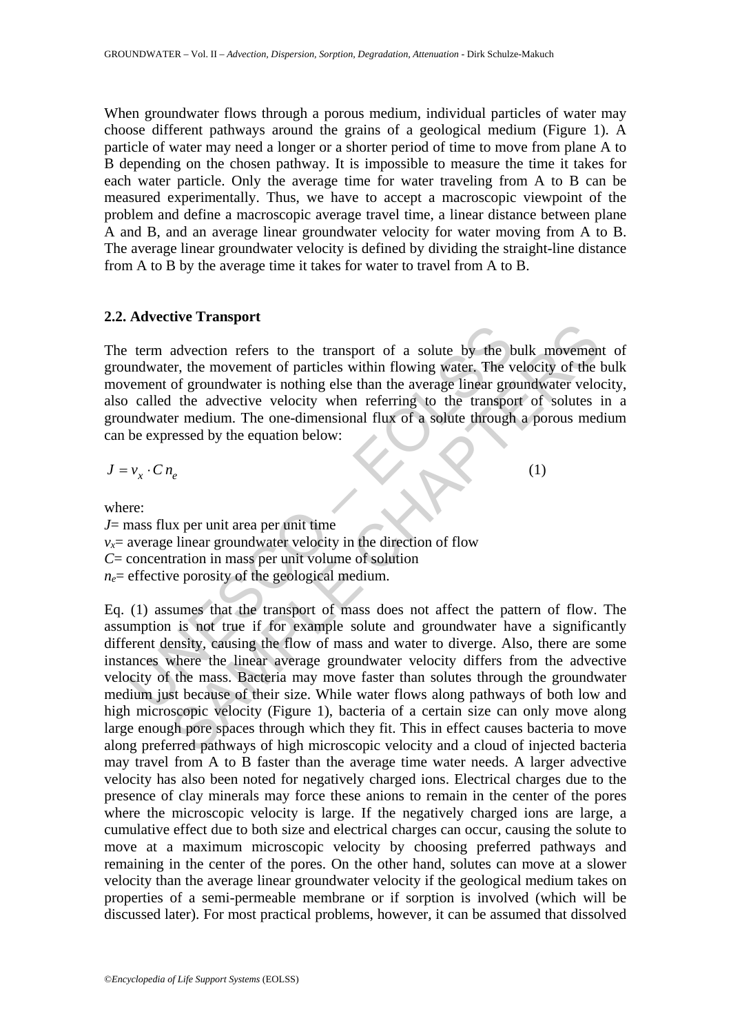When groundwater flows through a porous medium, individual particles of water may choose different pathways around the grains of a geological medium (Figure 1). A particle of water may need a longer or a shorter period of time to move from plane A to B depending on the chosen pathway. It is impossible to measure the time it takes for each water particle. Only the average time for water traveling from A to B can be measured experimentally. Thus, we have to accept a macroscopic viewpoint of the problem and define a macroscopic average travel time, a linear distance between plane A and B, and an average linear groundwater velocity for water moving from A to B. The average linear groundwater velocity is defined by dividing the straight-line distance from A to B by the average time it takes for water to travel from A to B.

### 2.2. Advective Transport

The term advection refers to the transport of a solute by the bulk movement of groundwater, the movement of particles within flowing water. The velocity of the bulk movement of groundwater is nothing else than the average linear groundwater velocity, also called the advective velocity when referring to the transport of solutes in a groundwater medium. The one-dimensional flux of a solute through a porous medium can be expressed by the equation below:

$$J = v_x \cdot C\, n_e \qquad (1)$$

where:

$J$= mass flux per unit area per unit time
$v_x$= average linear groundwater velocity in the direction of flow
$C$= concentration in mass per unit volume of solution
$n_e$= effective porosity of the geological medium.

Eq. (1) assumes that the transport of mass does not affect the pattern of flow. The assumption is not true if for example solute and groundwater have a significantly different density, causing the flow of mass and water to diverge. Also, there are some instances where the linear average groundwater velocity differs from the advective velocity of the mass. Bacteria may move faster than solutes through the groundwater medium just because of their size. While water flows along pathways of both low and high microscopic velocity (Figure 1), bacteria of a certain size can only move along large enough pore spaces through which they fit. This in effect causes bacteria to move along preferred pathways of high microscopic velocity and a cloud of injected bacteria may travel from A to B faster than the average time water needs. A larger advective velocity has also been noted for negatively charged ions. Electrical charges due to the presence of clay minerals may force these anions to remain in the center of the pores where the microscopic velocity is large. If the negatively charged ions are large, a cumulative effect due to both size and electrical charges can occur, causing the solute to move at a maximum microscopic velocity by choosing preferred pathways and remaining in the center of the pores. On the other hand, solutes can move at a slower velocity than the average linear groundwater velocity if the geological medium takes on properties of a semi-permeable membrane or if sorption is involved (which will be discussed later). For most practical problems, however, it can be assumed that dissolved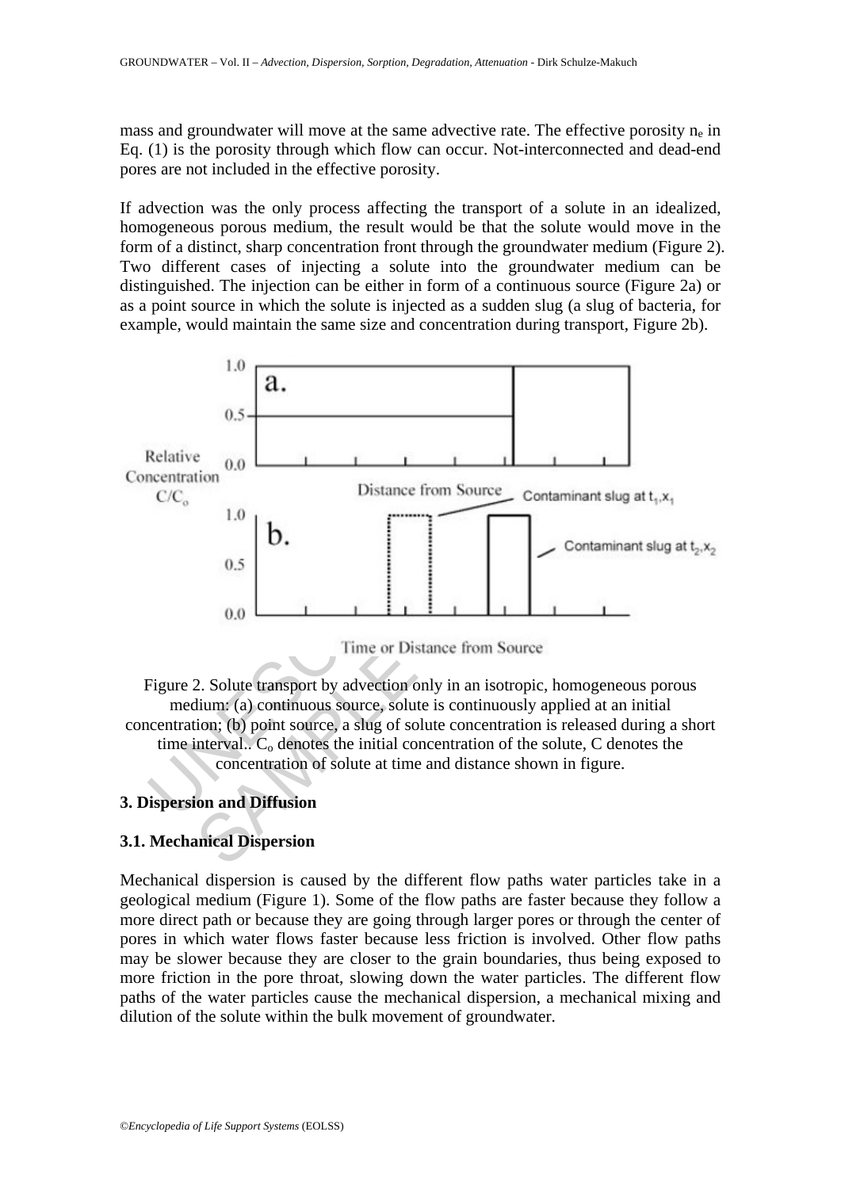mass and groundwater will move at the same advective rate. The effective porosity $n_e$ in Eq. (1) is the porosity through which flow can occur. Not-interconnected and dead-end pores are not included in the effective porosity.

If advection was the only process affecting the transport of a solute in an idealized, homogeneous porous medium, the result would be that the solute would move in the form of a distinct, sharp concentration front through the groundwater medium (Figure 2). Two different cases of injecting a solute into the groundwater medium can be distinguished. The injection can be either in form of a continuous source (Figure 2a) or as a point source in which the solute is injected as a sudden slug (a slug of bacteria, for example, would maintain the same size and concentration during transport, Figure 2b).

Figure 2. Solute transport by advection only in an isotropic, homogeneous porous medium: (a) continuous source, solute is continuously applied at an initial concentration; (b) point source, a slug of solute concentration is released during a short time interval.. $C_o$ denotes the initial concentration of the solute, C denotes the concentration of solute at time and distance shown in figure.

## 3. Dispersion and Diffusion

### 3.1. Mechanical Dispersion

Mechanical dispersion is caused by the different flow paths water particles take in a geological medium (Figure 1). Some of the flow paths are faster because they follow a more direct path or because they are going through larger pores or through the center of pores in which water flows faster because less friction is involved. Other flow paths may be slower because they are closer to the grain boundaries, thus being exposed to more friction in the pore throat, slowing down the water particles. The different flow paths of the water particles cause the mechanical dispersion, a mechanical mixing and dilution of the solute within the bulk movement of groundwater.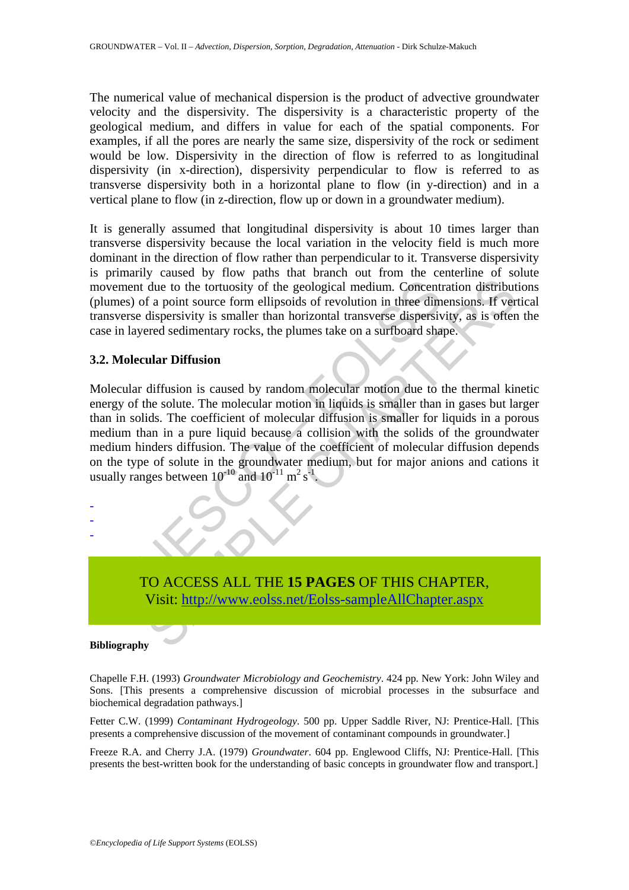The numerical value of mechanical dispersion is the product of advective groundwater velocity and the dispersivity. The dispersivity is a characteristic property of the geological medium, and differs in value for each of the spatial components. For examples, if all the pores are nearly the same size, dispersivity of the rock or sediment would be low. Dispersivity in the direction of flow is referred to as longitudinal dispersivity (in x-direction), dispersivity perpendicular to flow is referred to as transverse dispersivity both in a horizontal plane to flow (in y-direction) and in a vertical plane to flow (in z-direction, flow up or down in a groundwater medium).

It is generally assumed that longitudinal dispersivity is about 10 times larger than transverse dispersivity because the local variation in the velocity field is much more dominant in the direction of flow rather than perpendicular to it. Transverse dispersivity is primarily caused by flow paths that branch out from the centerline of solute movement due to the tortuosity of the geological medium. Concentration distributions (plumes) of a point source form ellipsoids of revolution in three dimensions. If vertical transverse dispersivity is smaller than horizontal transverse dispersivity, as is often the case in layered sedimentary rocks, the plumes take on a surfboard shape.

### 3.2. Molecular Diffusion

Molecular diffusion is caused by random molecular motion due to the thermal kinetic energy of the solute. The molecular motion in liquids is smaller than in gases but larger than in solids. The coefficient of molecular diffusion is smaller for liquids in a porous medium than in a pure liquid because a collision with the solids of the groundwater medium hinders diffusion. The value of the coefficient of molecular diffusion depends on the type of solute in the groundwater medium, but for major anions and cations it usually ranges between $10^{-10}$ and $10^{-11}$ $m^2 s^{-1}$.

-
-
-

TO ACCESS ALL THE **15 PAGES** OF THIS CHAPTER,
Visit: http://www.eolss.net/Eolss-sampleAllChapter.aspx

**Bibliography**

Chapelle F.H. (1993) *Groundwater Microbiology and Geochemistry*. 424 pp. New York: John Wiley and Sons. [This presents a comprehensive discussion of microbial processes in the subsurface and biochemical degradation pathways.]

Fetter C.W. (1999) *Contaminant Hydrogeology*. 500 pp. Upper Saddle River, NJ: Prentice-Hall. [This presents a comprehensive discussion of the movement of contaminant compounds in groundwater.]

Freeze R.A. and Cherry J.A. (1979) *Groundwater*. 604 pp. Englewood Cliffs, NJ: Prentice-Hall. [This presents the best-written book for the understanding of basic concepts in groundwater flow and transport.]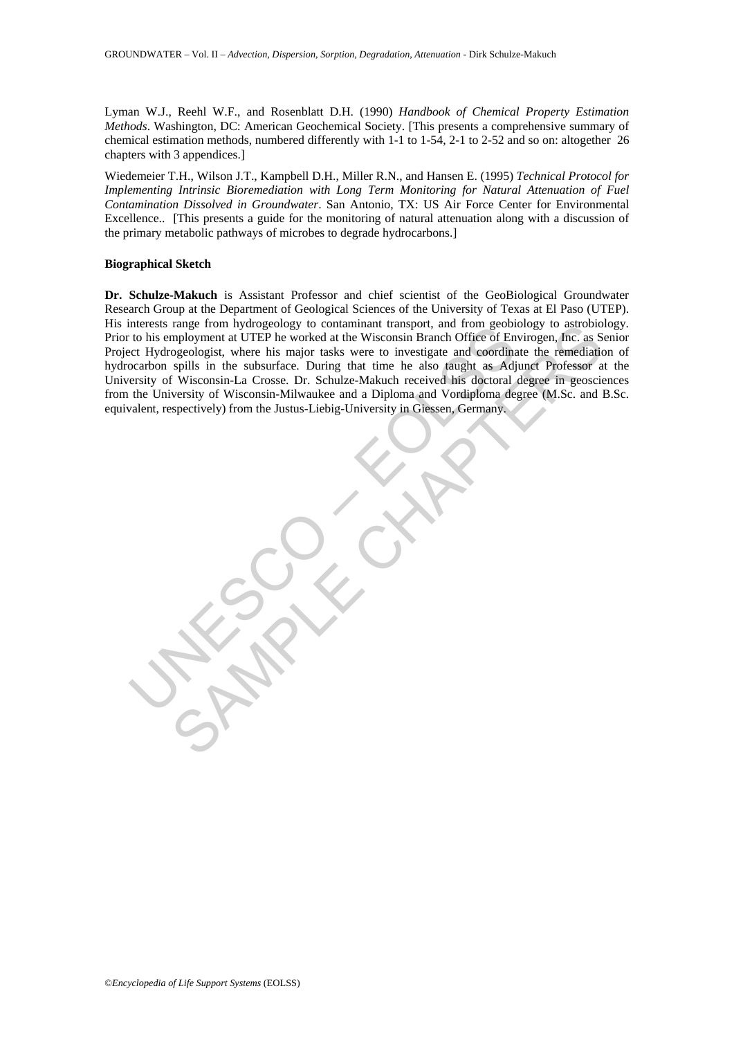Lyman W.J., Reehl W.F., and Rosenblatt D.H. (1990) *Handbook of Chemical Property Estimation Methods*. Washington, DC: American Geochemical Society. [This presents a comprehensive summary of chemical estimation methods, numbered differently with 1-1 to 1-54, 2-1 to 2-52 and so on: altogether 26 chapters with 3 appendices.]

Wiedemeier T.H., Wilson J.T., Kampbell D.H., Miller R.N., and Hansen E. (1995) *Technical Protocol for Implementing Intrinsic Bioremediation with Long Term Monitoring for Natural Attenuation of Fuel Contamination Dissolved in Groundwater*. San Antonio, TX: US Air Force Center for Environmental Excellence.. [This presents a guide for the monitoring of natural attenuation along with a discussion of the primary metabolic pathways of microbes to degrade hydrocarbons.]

**Biographical Sketch**

**Dr. Schulze-Makuch** is Assistant Professor and chief scientist of the GeoBiological Groundwater Research Group at the Department of Geological Sciences of the University of Texas at El Paso (UTEP). His interests range from hydrogeology to contaminant transport, and from geobiology to astrobiology. Prior to his employment at UTEP he worked at the Wisconsin Branch Office of Envirogen, Inc. as Senior Project Hydrogeologist, where his major tasks were to investigate and coordinate the remediation of hydrocarbon spills in the subsurface. During that time he also taught as Adjunct Professor at the University of Wisconsin-La Crosse. Dr. Schulze-Makuch received his doctoral degree in geosciences from the University of Wisconsin-Milwaukee and a Diploma and Vordiploma degree (M.Sc. and B.Sc. equivalent, respectively) from the Justus-Liebig-University in Giessen, Germany.